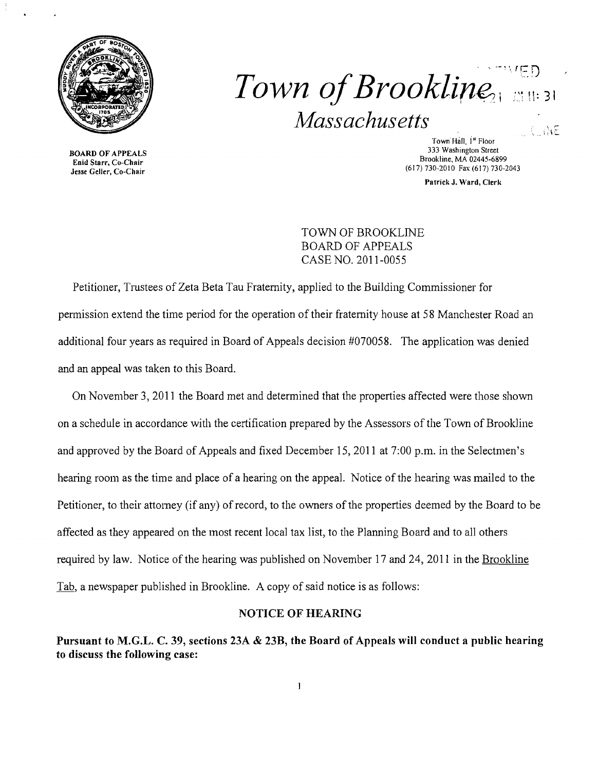# *Town of Brookline*

## *Massachusetts*

BOARD OF APPEALS
Enid Starr, Co-Chair
Jesse Geller, Co-Chair

Town Hall, 1st Floor
333 Washington Street
Brookline, MA 02445-6899
(617) 730-2010 Fax (617) 730-2043

Patrick J. Ward, Clerk

TOWN OF BROOKLINE
BOARD OF APPEALS
CASE NO. 2011-0055

Petitioner, Trustees of Zeta Beta Tau Fraternity, applied to the Building Commissioner for permission extend the time period for the operation of their fraternity house at 58 Manchester Road an additional four years as required in Board of Appeals decision #070058. The application was denied and an appeal was taken to this Board.

On November 3, 2011 the Board met and determined that the properties affected were those shown on a schedule in accordance with the certification prepared by the Assessors of the Town of Brookline and approved by the Board of Appeals and fixed December 15, 2011 at 7:00 p.m. in the Selectmen's hearing room as the time and place of a hearing on the appeal. Notice of the hearing was mailed to the Petitioner, to their attorney (if any) of record, to the owners of the properties deemed by the Board to be affected as they appeared on the most recent local tax list, to the Planning Board and to all others required by law. Notice of the hearing was published on November 17 and 24, 2011 in the Brookline Tab, a newspaper published in Brookline. A copy of said notice is as follows:

### NOTICE OF HEARING

**Pursuant to M.G.L. C. 39, sections 23A & 23B, the Board of Appeals will conduct a public hearing to discuss the following case:**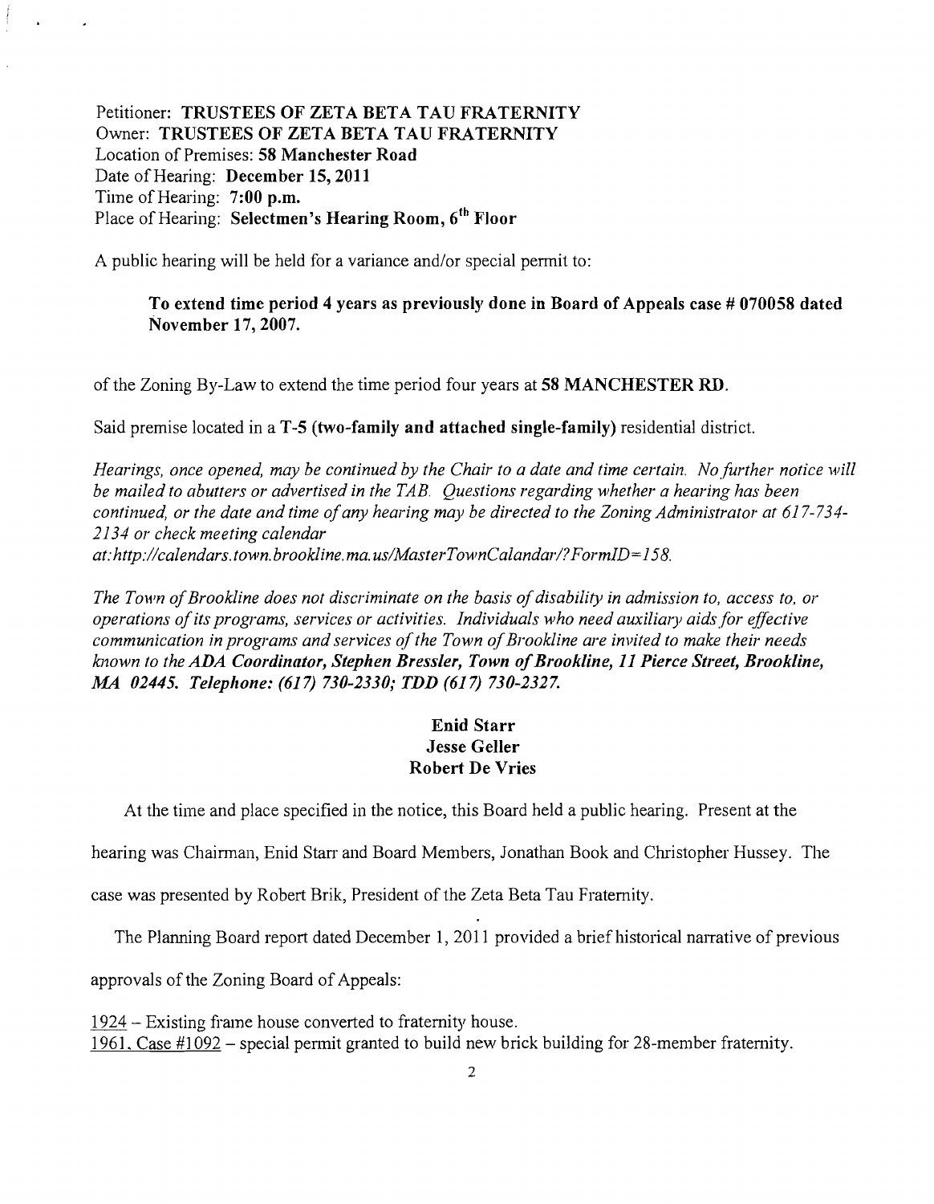Petitioner: **TRUSTEES OF ZETA BETA TAU FRATERNITY**
Owner: **TRUSTEES OF ZETA BETA TAU FRATERNITY**
Location of Premises: **58 Manchester Road**
Date of Hearing: **December 15, 2011**
Time of Hearing: **7:00 p.m.**
Place of Hearing: **Selectmen's Hearing Room, 6th Floor**

A public hearing will be held for a variance and/or special permit to:

> **To extend time period 4 years as previously done in Board of Appeals case # 070058 dated November 17, 2007.**

of the Zoning By-Law to extend the time period four years at **58 MANCHESTER RD**.

Said premise located in a **T-5 (two-family and attached single-family)** residential district.

*Hearings, once opened, may be continued by the Chair to a date and time certain. No further notice will be mailed to abutters or advertised in the TAB. Questions regarding whether a hearing has been continued, or the date and time of any hearing may be directed to the Zoning Administrator at 617-734-2134 or check meeting calendar at: http://calendars.town.brookline.ma.us/MasterTownCalandar/?FormID=158.*

*The Town of Brookline does not discriminate on the basis of disability in admission to, access to, or operations of its programs, services or activities. Individuals who need auxiliary aids for effective communication in programs and services of the Town of Brookline are invited to make their needs known to the* ***ADA Coordinator, Stephen Bressler, Town of Brookline, 11 Pierce Street, Brookline, MA 02445. Telephone: (617) 730-2330; TDD (617) 730-2327.***

**Enid Starr**
**Jesse Geller**
**Robert De Vries**

At the time and place specified in the notice, this Board held a public hearing. Present at the hearing was Chairman, Enid Starr and Board Members, Jonathan Book and Christopher Hussey. The case was presented by Robert Brik, President of the Zeta Beta Tau Fraternity.

The Planning Board report dated December 1, 2011 provided a brief historical narrative of previous approvals of the Zoning Board of Appeals:

1924 – Existing frame house converted to fraternity house.
1961, Case #1092 – special permit granted to build new brick building for 28-member fraternity.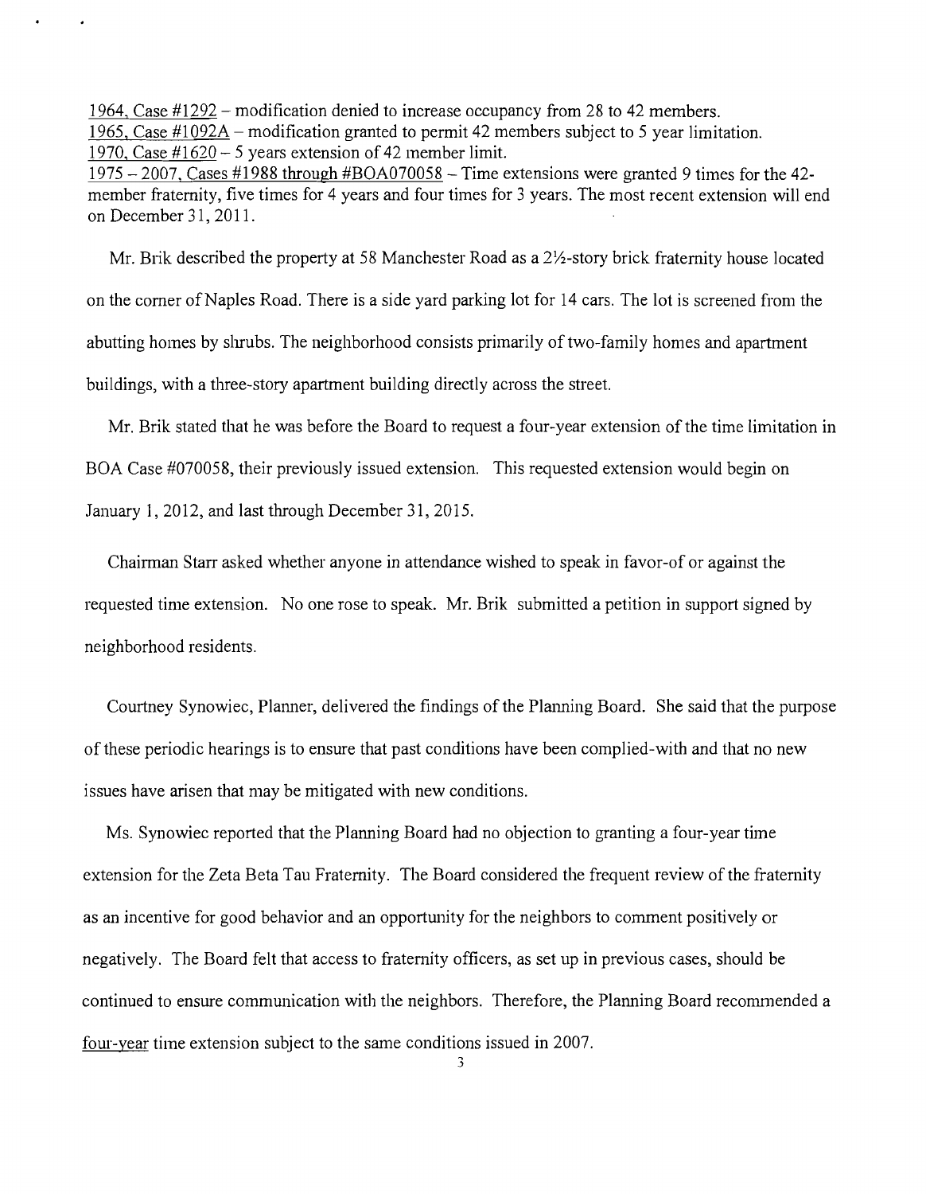1964, Case #1292 – modification denied to increase occupancy from 28 to 42 members.
1965, Case #1092A – modification granted to permit 42 members subject to 5 year limitation.
1970, Case #1620 – 5 years extension of 42 member limit.
1975 – 2007, Cases #1988 through #BOA070058 – Time extensions were granted 9 times for the 42-member fraternity, five times for 4 years and four times for 3 years. The most recent extension will end on December 31, 2011.

Mr. Brik described the property at 58 Manchester Road as a 2½-story brick fraternity house located on the corner of Naples Road. There is a side yard parking lot for 14 cars. The lot is screened from the abutting homes by shrubs. The neighborhood consists primarily of two-family homes and apartment buildings, with a three-story apartment building directly across the street.

Mr. Brik stated that he was before the Board to request a four-year extension of the time limitation in BOA Case #070058, their previously issued extension. This requested extension would begin on January 1, 2012, and last through December 31, 2015.

Chairman Starr asked whether anyone in attendance wished to speak in favor-of or against the requested time extension. No one rose to speak. Mr. Brik submitted a petition in support signed by neighborhood residents.

Courtney Synowiec, Planner, delivered the findings of the Planning Board. She said that the purpose of these periodic hearings is to ensure that past conditions have been complied-with and that no new issues have arisen that may be mitigated with new conditions.

Ms. Synowiec reported that the Planning Board had no objection to granting a four-year time extension for the Zeta Beta Tau Fraternity. The Board considered the frequent review of the fraternity as an incentive for good behavior and an opportunity for the neighbors to comment positively or negatively. The Board felt that access to fraternity officers, as set up in previous cases, should be continued to ensure communication with the neighbors. Therefore, the Planning Board recommended a four-year time extension subject to the same conditions issued in 2007.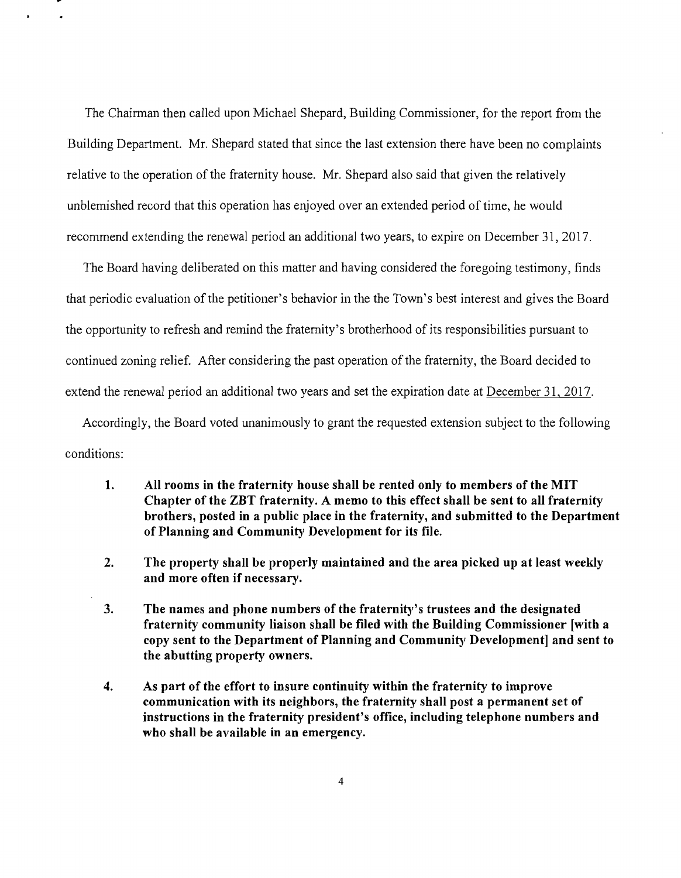The Chairman then called upon Michael Shepard, Building Commissioner, for the report from the Building Department. Mr. Shepard stated that since the last extension there have been no complaints relative to the operation of the fraternity house. Mr. Shepard also said that given the relatively unblemished record that this operation has enjoyed over an extended period of time, he would recommend extending the renewal period an additional two years, to expire on December 31, 2017.

The Board having deliberated on this matter and having considered the foregoing testimony, finds that periodic evaluation of the petitioner's behavior in the the Town's best interest and gives the Board the opportunity to refresh and remind the fraternity's brotherhood of its responsibilities pursuant to continued zoning relief. After considering the past operation of the fraternity, the Board decided to extend the renewal period an additional two years and set the expiration date at <u>December 31, 2017</u>.

Accordingly, the Board voted unanimously to grant the requested extension subject to the following conditions:

1. **All rooms in the fraternity house shall be rented only to members of the MIT Chapter of the ZBT fraternity. A memo to this effect shall be sent to all fraternity brothers, posted in a public place in the fraternity, and submitted to the Department of Planning and Community Development for its file.**

2. **The property shall be properly maintained and the area picked up at least weekly and more often if necessary.**

3. **The names and phone numbers of the fraternity's trustees and the designated fraternity community liaison shall be filed with the Building Commissioner [with a copy sent to the Department of Planning and Community Development] and sent to the abutting property owners.**

4. **As part of the effort to insure continuity within the fraternity to improve communication with its neighbors, the fraternity shall post a permanent set of instructions in the fraternity president's office, including telephone numbers and who shall be available in an emergency.**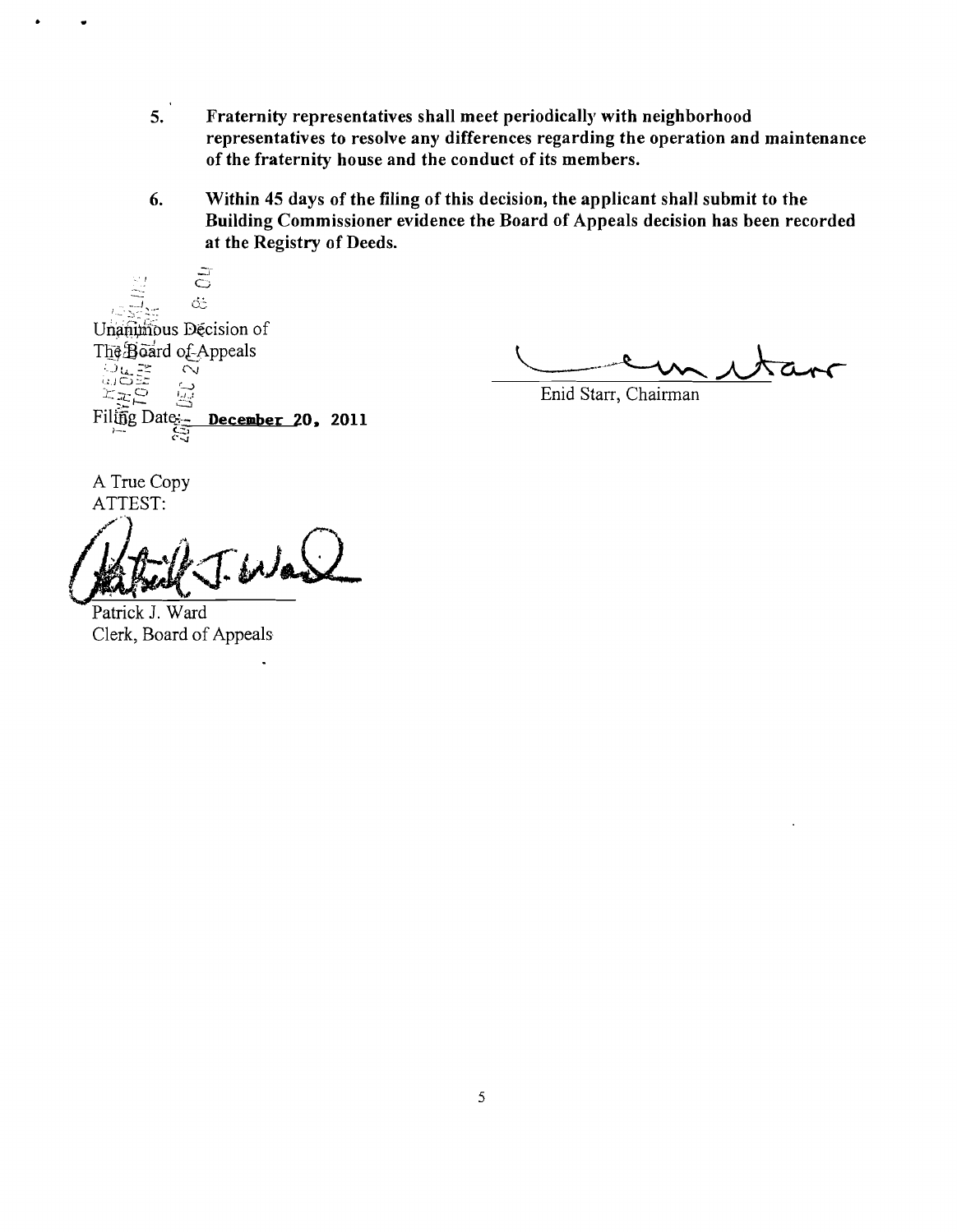5. **Fraternity representatives shall meet periodically with neighborhood representatives to resolve any differences regarding the operation and maintenance of the fraternity house and the conduct of its members.**

6. **Within 45 days of the filing of this decision, the applicant shall submit to the Building Commissioner evidence the Board of Appeals decision has been recorded at the Registry of Deeds.**

Unanimous Decision of
The Board of Appeals

Filing Date: **December 20, 2011**

Enid Starr, Chairman

A True Copy
ATTEST:

Patrick J. Ward
Clerk, Board of Appeals